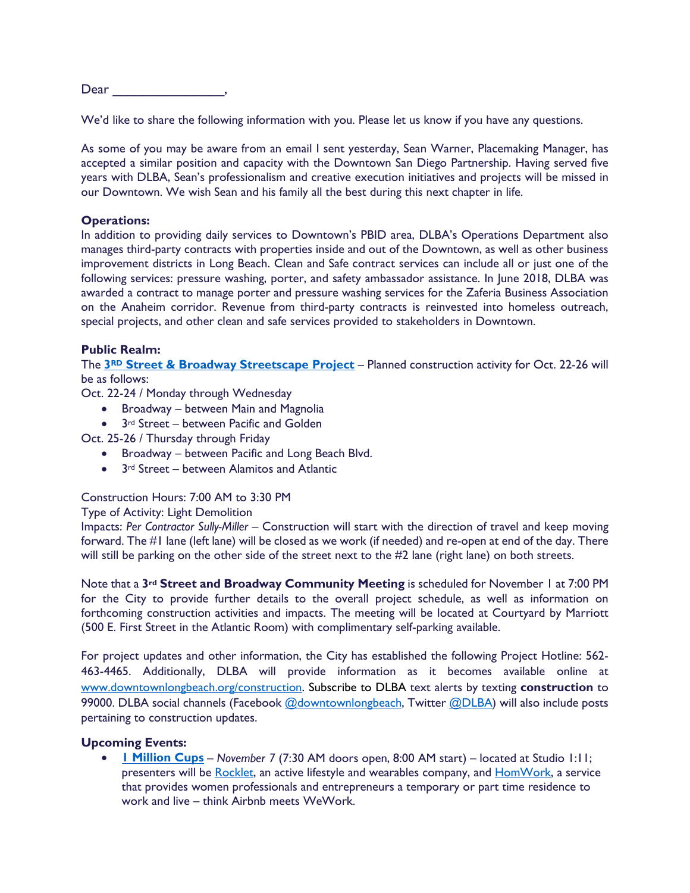Dear ________________,

We'd like to share the following information with you. Please let us know if you have any questions.

As some of you may be aware from an email I sent yesterday, Sean Warner, Placemaking Manager, has accepted a similar position and capacity with the Downtown San Diego Partnership. Having served five years with DLBA, Sean's professionalism and creative execution initiatives and projects will be missed in our Downtown. We wish Sean and his family all the best during this next chapter in life.

**Operations:**
In addition to providing daily services to Downtown's PBID area, DLBA's Operations Department also manages third-party contracts with properties inside and out of the Downtown, as well as other business improvement districts in Long Beach. Clean and Safe contract services can include all or just one of the following services: pressure washing, porter, and safety ambassador assistance. In June 2018, DLBA was awarded a contract to manage porter and pressure washing services for the Zaferia Business Association on the Anaheim corridor. Revenue from third-party contracts is reinvested into homeless outreach, special projects, and other clean and safe services provided to stakeholders in Downtown.

**Public Realm:**
The **3RD Street & Broadway Streetscape Project** – Planned construction activity for Oct. 22-26 will be as follows:

Oct. 22-24 / Monday through Wednesday

- Broadway – between Main and Magnolia
- 3rd Street – between Pacific and Golden

Oct. 25-26 / Thursday through Friday

- Broadway – between Pacific and Long Beach Blvd.
- 3rd Street – between Alamitos and Atlantic

Construction Hours: 7:00 AM to 3:30 PM

Type of Activity: Light Demolition

Impacts: *Per Contractor Sully-Miller* – Construction will start with the direction of travel and keep moving forward. The #1 lane (left lane) will be closed as we work (if needed) and re-open at end of the day. There will still be parking on the other side of the street next to the #2 lane (right lane) on both streets.

Note that a **3rd Street and Broadway Community Meeting** is scheduled for November 1 at 7:00 PM for the City to provide further details to the overall project schedule, as well as information on forthcoming construction activities and impacts. The meeting will be located at Courtyard by Marriott (500 E. First Street in the Atlantic Room) with complimentary self-parking available.

For project updates and other information, the City has established the following Project Hotline: 562-463-4465. Additionally, DLBA will provide information as it becomes available online at www.downtownlongbeach.org/construction. Subscribe to DLBA text alerts by texting **construction** to 99000. DLBA social channels (Facebook @downtownlongbeach, Twitter @DLBA) will also include posts pertaining to construction updates.

**Upcoming Events:**

- **1 Million Cups** – *November 7* (7:30 AM doors open, 8:00 AM start) – located at Studio 1:11; presenters will be Rocklet, an active lifestyle and wearables company, and HomWork, a service that provides women professionals and entrepreneurs a temporary or part time residence to work and live – think Airbnb meets WeWork.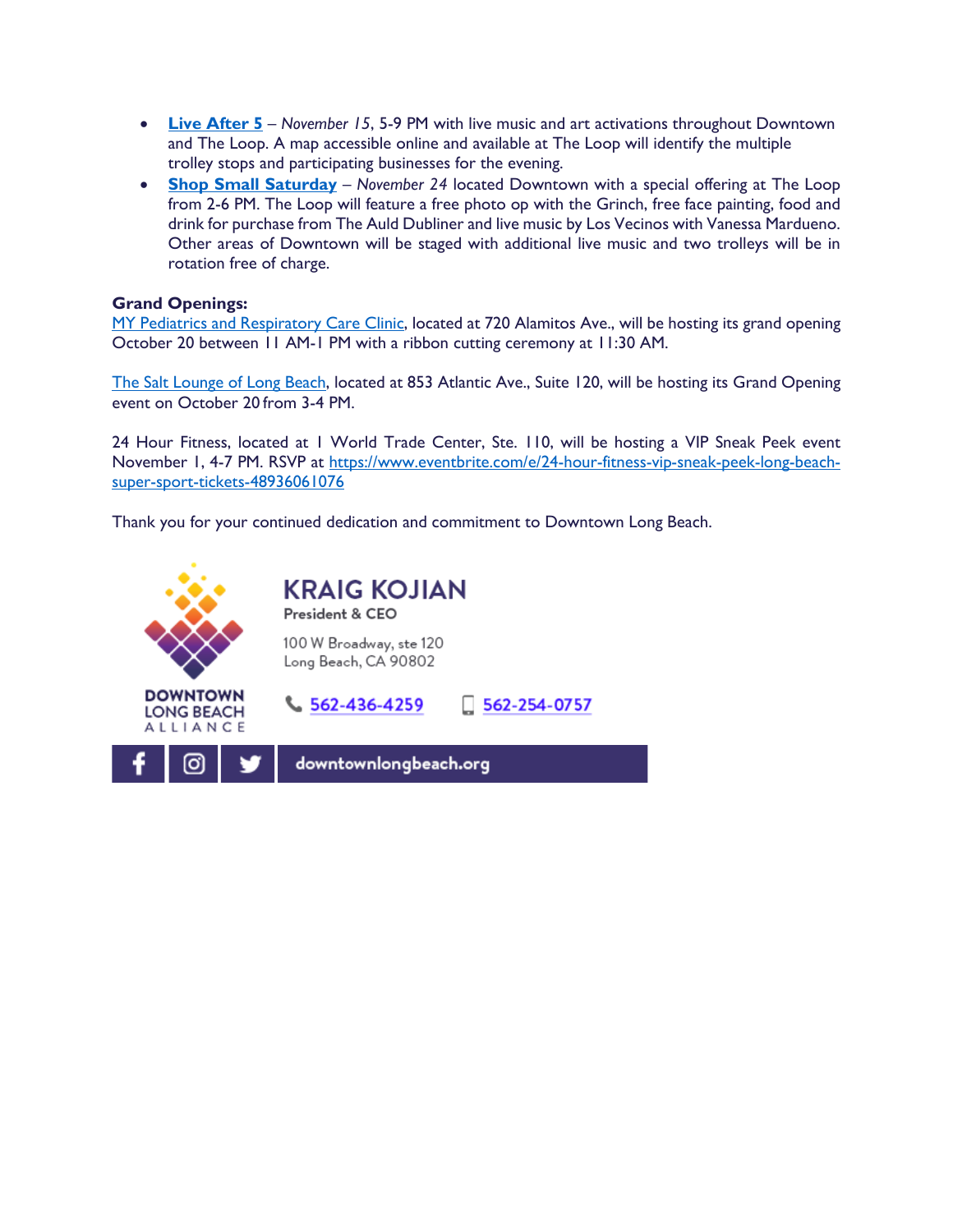- **Live After 5** – *November 15*, 5-9 PM with live music and art activations throughout Downtown and The Loop. A map accessible online and available at The Loop will identify the multiple trolley stops and participating businesses for the evening.
- **Shop Small Saturday** – *November 24* located Downtown with a special offering at The Loop from 2-6 PM. The Loop will feature a free photo op with the Grinch, free face painting, food and drink for purchase from The Auld Dubliner and live music by Los Vecinos with Vanessa Mardueno. Other areas of Downtown will be staged with additional live music and two trolleys will be in rotation free of charge.

**Grand Openings:**
MY Pediatrics and Respiratory Care Clinic, located at 720 Alamitos Ave., will be hosting its grand opening October 20 between 11 AM-1 PM with a ribbon cutting ceremony at 11:30 AM.

The Salt Lounge of Long Beach, located at 853 Atlantic Ave., Suite 120, will be hosting its Grand Opening event on October 20 from 3-4 PM.

24 Hour Fitness, located at 1 World Trade Center, Ste. 110, will be hosting a VIP Sneak Peek event November 1, 4-7 PM. RSVP at https://www.eventbrite.com/e/24-hour-fitness-vip-sneak-peek-long-beach-super-sport-tickets-48936061076

Thank you for your continued dedication and commitment to Downtown Long Beach.

DOWNTOWN LONG BEACH ALLIANCE

**KRAIG KOJIAN**
President & CEO

100 W Broadway, ste 120
Long Beach, CA 90802

562-436-4259    562-254-0757

downtownlongbeach.org